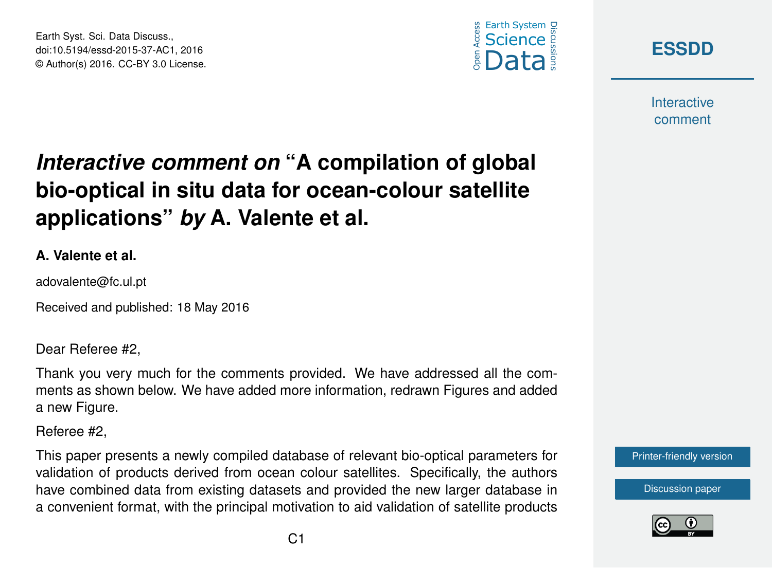# *Interactive comment on* "A compilation of global bio-optical in situ data for ocean-colour satellite applications" *by* A. Valente et al.

**A. Valente et al.**

adovalente@fc.ul.pt

Received and published: 18 May 2016

Dear Referee #2,

Thank you very much for the comments provided. We have addressed all the comments as shown below. We have added more information, redrawn Figures and added a new Figure.

Referee #2,

This paper presents a newly compiled database of relevant bio-optical parameters for validation of products derived from ocean colour satellites. Specifically, the authors have combined data from existing datasets and provided the new larger database in a convenient format, with the principal motivation to aid validation of satellite products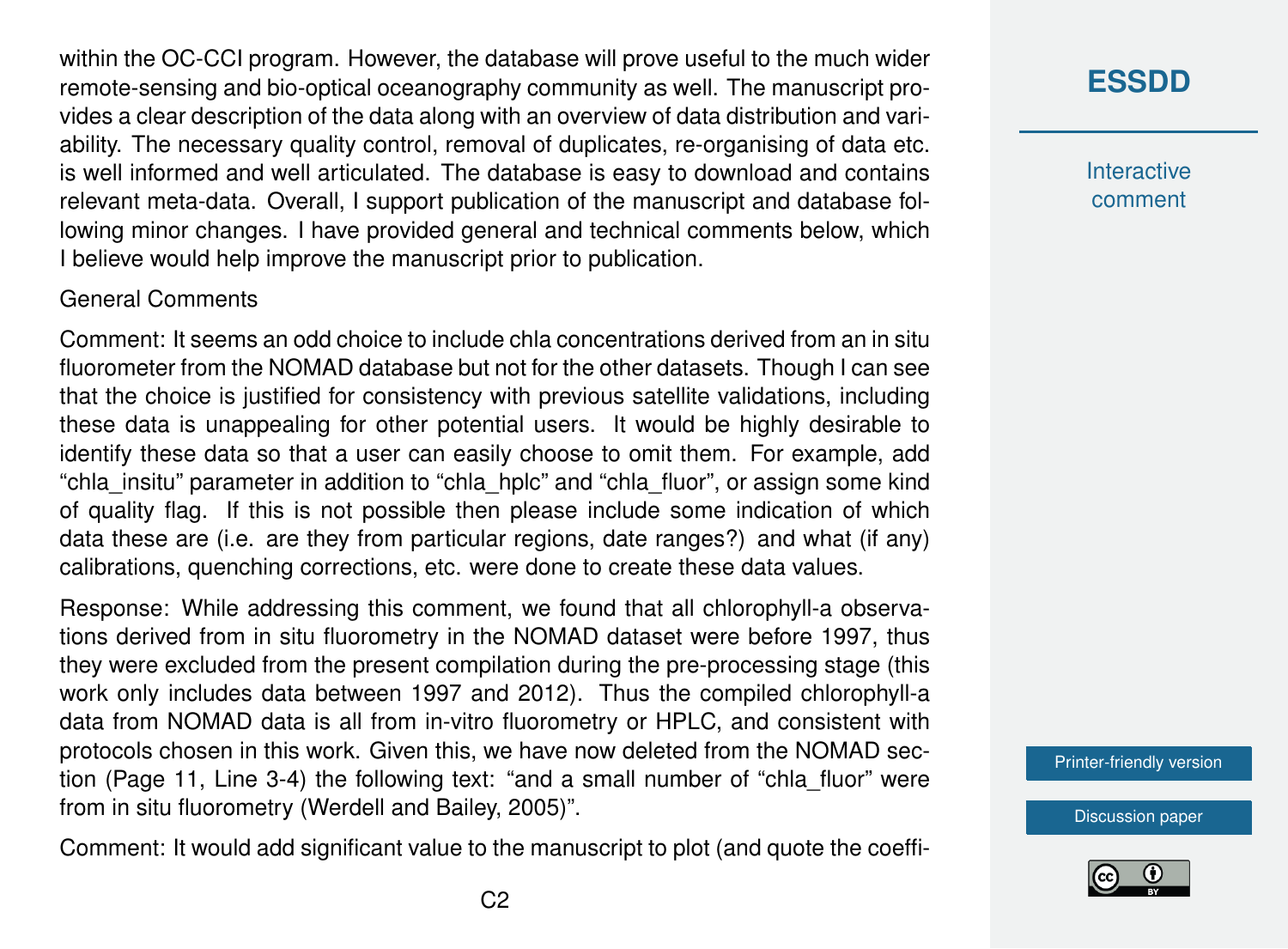within the OC-CCI program. However, the database will prove useful to the much wider remote-sensing and bio-optical oceanography community as well. The manuscript provides a clear description of the data along with an overview of data distribution and variability. The necessary quality control, removal of duplicates, re-organising of data etc. is well informed and well articulated. The database is easy to download and contains relevant meta-data. Overall, I support publication of the manuscript and database following minor changes. I have provided general and technical comments below, which I believe would help improve the manuscript prior to publication.

General Comments

Comment: It seems an odd choice to include chla concentrations derived from an in situ fluorometer from the NOMAD database but not for the other datasets. Though I can see that the choice is justified for consistency with previous satellite validations, including these data is unappealing for other potential users. It would be highly desirable to identify these data so that a user can easily choose to omit them. For example, add "chla_insitu" parameter in addition to "chla_hplc" and "chla_fluor", or assign some kind of quality flag. If this is not possible then please include some indication of which data these are (i.e. are they from particular regions, date ranges?) and what (if any) calibrations, quenching corrections, etc. were done to create these data values.

Response: While addressing this comment, we found that all chlorophyll-a observations derived from in situ fluorometry in the NOMAD dataset were before 1997, thus they were excluded from the present compilation during the pre-processing stage (this work only includes data between 1997 and 2012). Thus the compiled chlorophyll-a data from NOMAD data is all from in-vitro fluorometry or HPLC, and consistent with protocols chosen in this work. Given this, we have now deleted from the NOMAD section (Page 11, Line 3-4) the following text: "and a small number of "chla_fluor" were from in situ fluorometry (Werdell and Bailey, 2005)".

Comment: It would add significant value to the manuscript to plot (and quote the coeffi-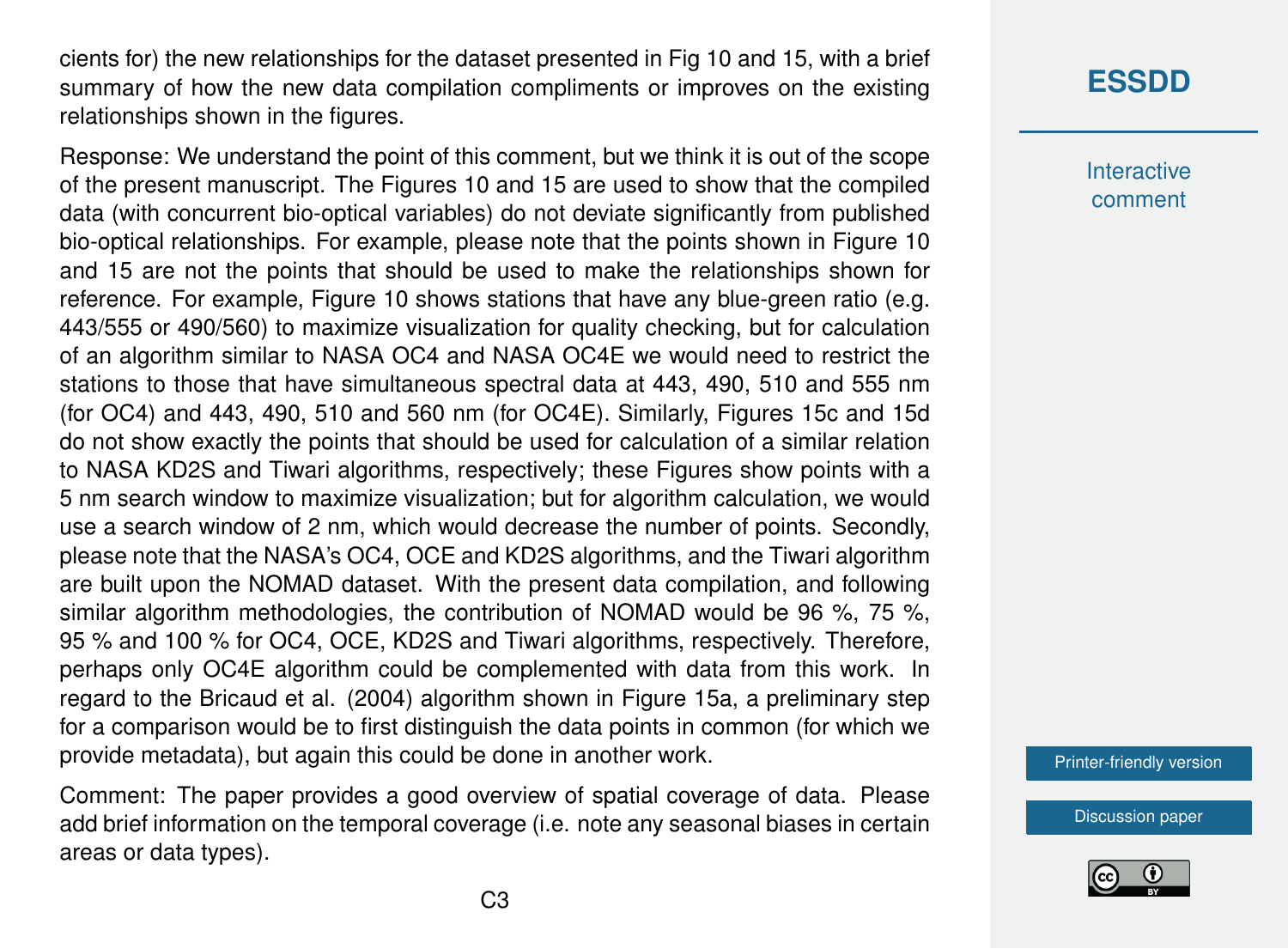cients for) the new relationships for the dataset presented in Fig 10 and 15, with a brief summary of how the new data compilation compliments or improves on the existing relationships shown in the figures.

Response: We understand the point of this comment, but we think it is out of the scope of the present manuscript. The Figures 10 and 15 are used to show that the compiled data (with concurrent bio-optical variables) do not deviate significantly from published bio-optical relationships. For example, please note that the points shown in Figure 10 and 15 are not the points that should be used to make the relationships shown for reference. For example, Figure 10 shows stations that have any blue-green ratio (e.g. 443/555 or 490/560) to maximize visualization for quality checking, but for calculation of an algorithm similar to NASA OC4 and NASA OC4E we would need to restrict the stations to those that have simultaneous spectral data at 443, 490, 510 and 555 nm (for OC4) and 443, 490, 510 and 560 nm (for OC4E). Similarly, Figures 15c and 15d do not show exactly the points that should be used for calculation of a similar relation to NASA KD2S and Tiwari algorithms, respectively; these Figures show points with a 5 nm search window to maximize visualization; but for algorithm calculation, we would use a search window of 2 nm, which would decrease the number of points. Secondly, please note that the NASA's OC4, OCE and KD2S algorithms, and the Tiwari algorithm are built upon the NOMAD dataset. With the present data compilation, and following similar algorithm methodologies, the contribution of NOMAD would be 96 %, 75 %, 95 % and 100 % for OC4, OCE, KD2S and Tiwari algorithms, respectively. Therefore, perhaps only OC4E algorithm could be complemented with data from this work. In regard to the Bricaud et al. (2004) algorithm shown in Figure 15a, a preliminary step for a comparison would be to first distinguish the data points in common (for which we provide metadata), but again this could be done in another work.

Comment: The paper provides a good overview of spatial coverage of data. Please add brief information on the temporal coverage (i.e. note any seasonal biases in certain areas or data types).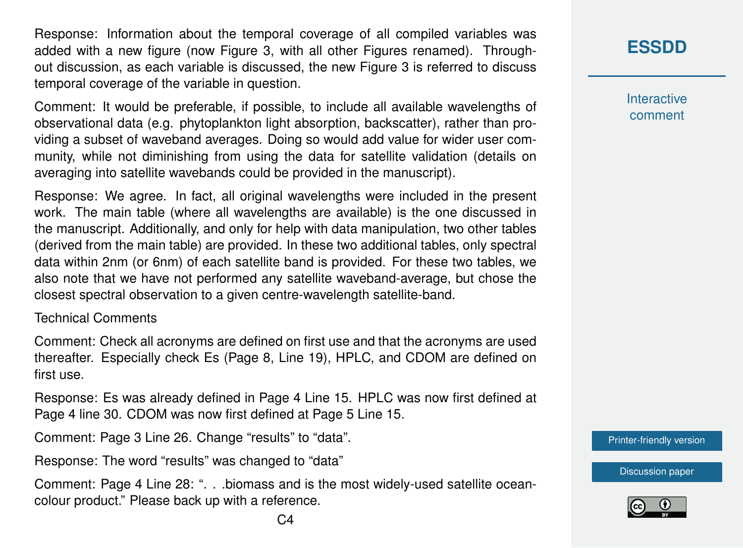Response: Information about the temporal coverage of all compiled variables was added with a new figure (now Figure 3, with all other Figures renamed). Throughout discussion, as each variable is discussed, the new Figure 3 is referred to discuss temporal coverage of the variable in question.

Comment: It would be preferable, if possible, to include all available wavelengths of observational data (e.g. phytoplankton light absorption, backscatter), rather than providing a subset of waveband averages. Doing so would add value for wider user community, while not diminishing from using the data for satellite validation (details on averaging into satellite wavebands could be provided in the manuscript).

Response: We agree. In fact, all original wavelengths were included in the present work. The main table (where all wavelengths are available) is the one discussed in the manuscript. Additionally, and only for help with data manipulation, two other tables (derived from the main table) are provided. In these two additional tables, only spectral data within 2nm (or 6nm) of each satellite band is provided. For these two tables, we also note that we have not performed any satellite waveband-average, but chose the closest spectral observation to a given centre-wavelength satellite-band.

Technical Comments

Comment: Check all acronyms are defined on first use and that the acronyms are used thereafter. Especially check Es (Page 8, Line 19), HPLC, and CDOM are defined on first use.

Response: Es was already defined in Page 4 Line 15. HPLC was now first defined at Page 4 line 30. CDOM was now first defined at Page 5 Line 15.

Comment: Page 3 Line 26. Change “results” to “data”.

Response: The word “results” was changed to “data”

Comment: Page 4 Line 28: “. . .biomass and is the most widely-used satellite ocean-colour product.” Please back up with a reference.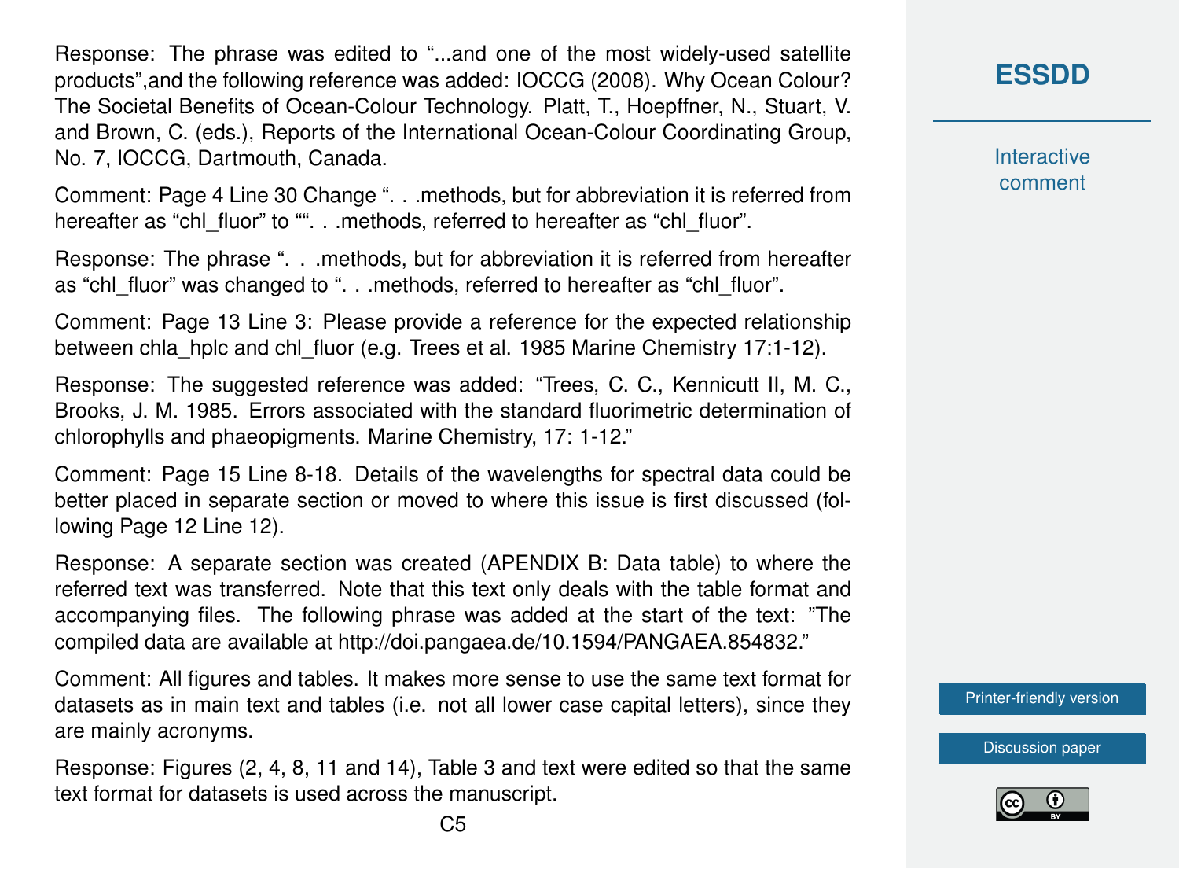Response: The phrase was edited to "...and one of the most widely-used satellite products",and the following reference was added: IOCCG (2008). Why Ocean Colour? The Societal Benefits of Ocean-Colour Technology. Platt, T., Hoepffner, N., Stuart, V. and Brown, C. (eds.), Reports of the International Ocean-Colour Coordinating Group, No. 7, IOCCG, Dartmouth, Canada.

Comment: Page 4 Line 30 Change ". . .methods, but for abbreviation it is referred from hereafter as "chl_fluor" to "". . .methods, referred to hereafter as "chl_fluor".

Response: The phrase ". . .methods, but for abbreviation it is referred from hereafter as "chl_fluor" was changed to ". . .methods, referred to hereafter as "chl_fluor".

Comment: Page 13 Line 3: Please provide a reference for the expected relationship between chla_hplc and chl_fluor (e.g. Trees et al. 1985 Marine Chemistry 17:1-12).

Response: The suggested reference was added: "Trees, C. C., Kennicutt II, M. C., Brooks, J. M. 1985. Errors associated with the standard fluorimetric determination of chlorophylls and phaeopigments. Marine Chemistry, 17: 1-12."

Comment: Page 15 Line 8-18. Details of the wavelengths for spectral data could be better placed in separate section or moved to where this issue is first discussed (following Page 12 Line 12).

Response: A separate section was created (APENDIX B: Data table) to where the referred text was transferred. Note that this text only deals with the table format and accompanying files. The following phrase was added at the start of the text: "The compiled data are available at http://doi.pangaea.de/10.1594/PANGAEA.854832."

Comment: All figures and tables. It makes more sense to use the same text format for datasets as in main text and tables (i.e. not all lower case capital letters), since they are mainly acronyms.

Response: Figures (2, 4, 8, 11 and 14), Table 3 and text were edited so that the same text format for datasets is used across the manuscript.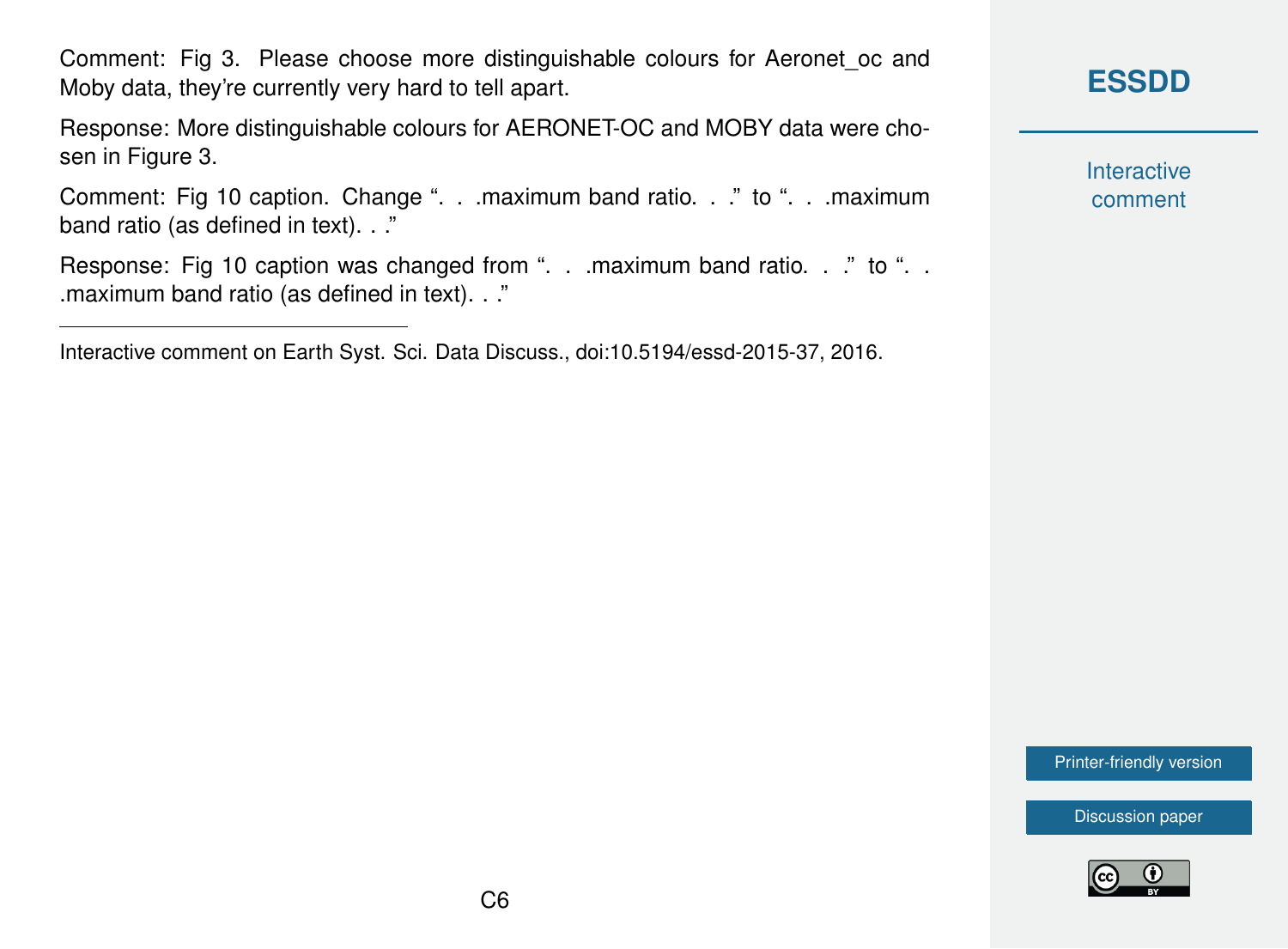Comment: Fig 3. Please choose more distinguishable colours for Aeronet_oc and Moby data, they're currently very hard to tell apart.

Response: More distinguishable colours for AERONET-OC and MOBY data were chosen in Figure 3.

Comment: Fig 10 caption. Change ". . .maximum band ratio. . ." to ". . .maximum band ratio (as defined in text). . ."

Response: Fig 10 caption was changed from ". . .maximum band ratio. . ." to ". . .maximum band ratio (as defined in text). . ."

---

Interactive comment on Earth Syst. Sci. Data Discuss., doi:10.5194/essd-2015-37, 2016.